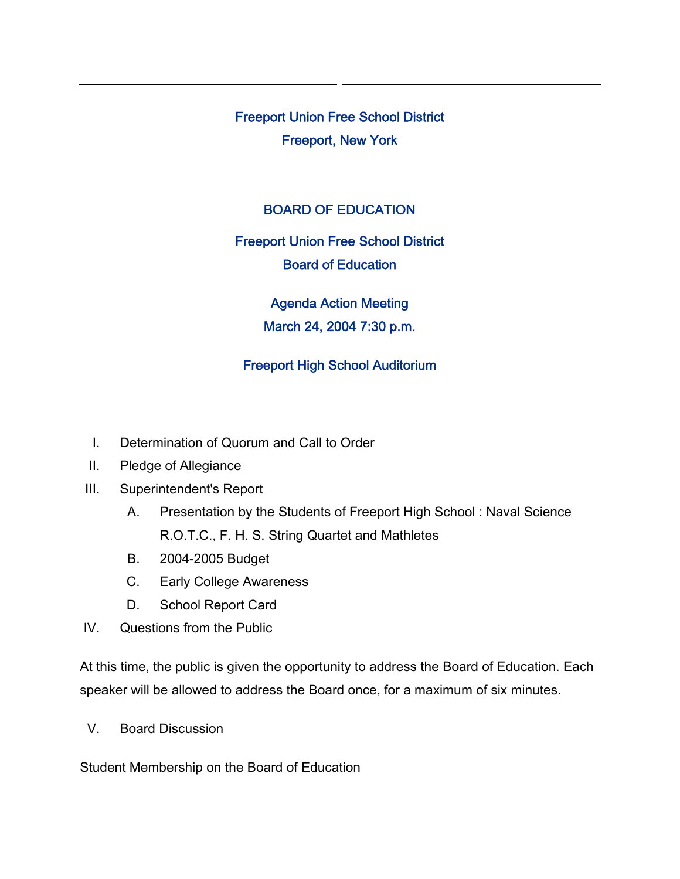Freeport Union Free School District

Freeport, New York

# BOARD OF EDUCATION

Freeport Union Free School District

Board of Education

Agenda Action Meeting

March 24, 2004 7:30 p.m.

Freeport High School Auditorium

I. Determination of Quorum and Call to Order

II. Pledge of Allegiance

III. Superintendent's Report

   A. Presentation by the Students of Freeport High School : Naval Science R.O.T.C., F. H. S. String Quartet and Mathletes

   B. 2004-2005 Budget

   C. Early College Awareness

   D. School Report Card

IV. Questions from the Public

At this time, the public is given the opportunity to address the Board of Education. Each speaker will be allowed to address the Board once, for a maximum of six minutes.

V. Board Discussion

Student Membership on the Board of Education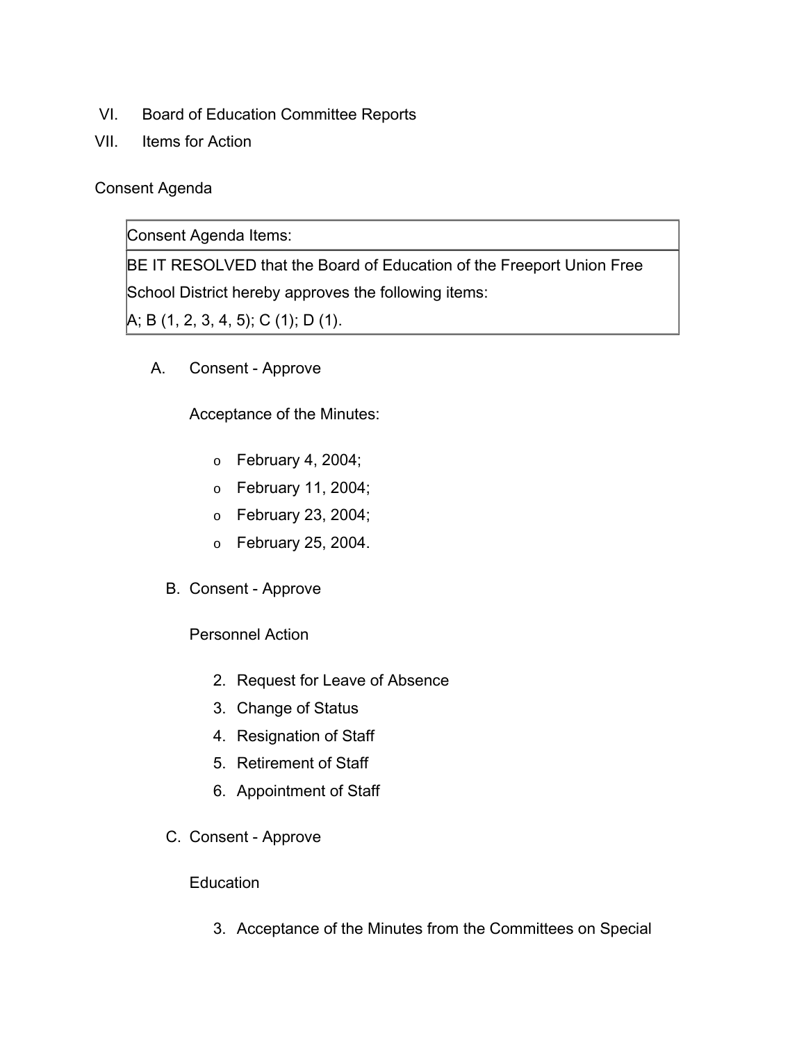VI. Board of Education Committee Reports

VII. Items for Action

Consent Agenda

| Consent Agenda Items: |
| --- |
| BE IT RESOLVED that the Board of Education of the Freeport Union Free School District hereby approves the following items:<br>A; B (1, 2, 3, 4, 5); C (1); D (1). |

A. Consent - Approve

Acceptance of the Minutes:

- February 4, 2004;
- February 11, 2004;
- February 23, 2004;
- February 25, 2004.

B. Consent - Approve

Personnel Action

2. Request for Leave of Absence
3. Change of Status
4. Resignation of Staff
5. Retirement of Staff
6. Appointment of Staff

C. Consent - Approve

Education

3. Acceptance of the Minutes from the Committees on Special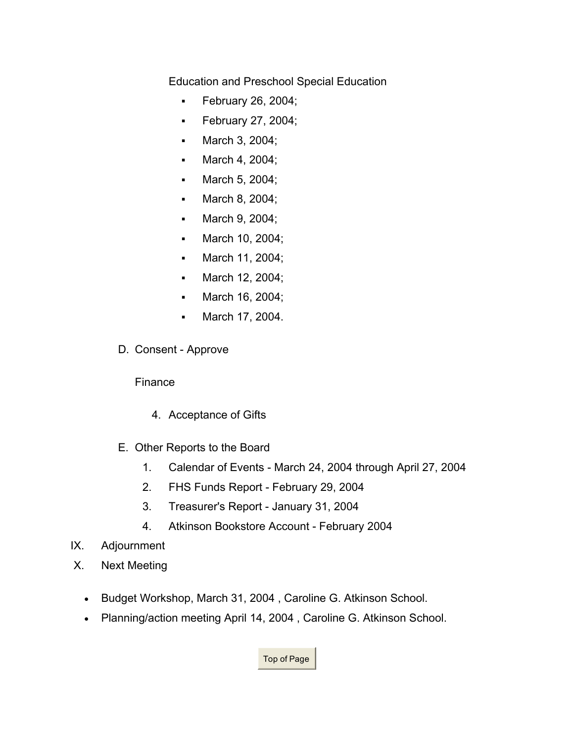Education and Preschool Special Education

- February 26, 2004;
- February 27, 2004;
- March 3, 2004;
- March 4, 2004;
- March 5, 2004;
- March 8, 2004;
- March 9, 2004;
- March 10, 2004;
- March 11, 2004;
- March 12, 2004;
- March 16, 2004;
- March 17, 2004.

D. Consent - Approve

Finance

4. Acceptance of Gifts

E. Other Reports to the Board

1. Calendar of Events - March 24, 2004 through April 27, 2004
2. FHS Funds Report - February 29, 2004
3. Treasurer's Report - January 31, 2004
4. Atkinson Bookstore Account - February 2004

IX. Adjournment

X. Next Meeting

- Budget Workshop, March 31, 2004 , Caroline G. Atkinson School.
- Planning/action meeting April 14, 2004 , Caroline G. Atkinson School.

Top of Page